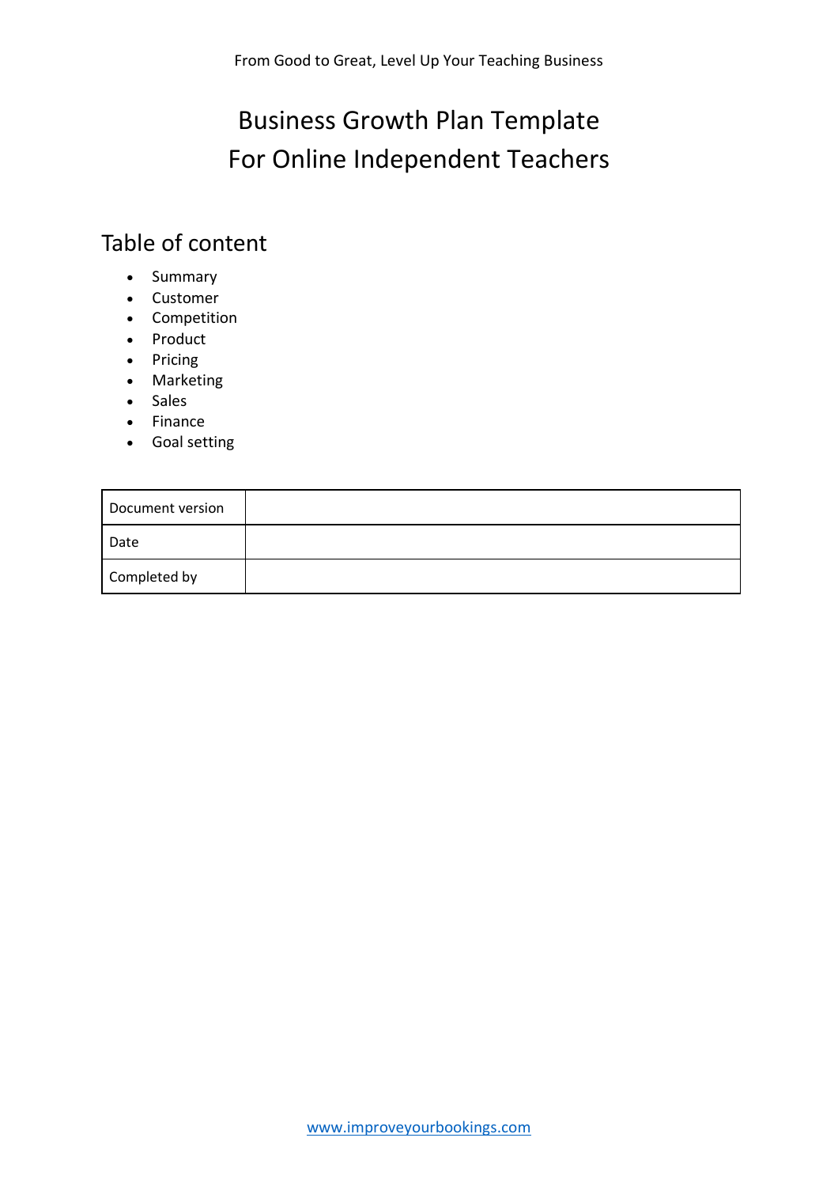From Good to Great, Level Up Your Teaching Business

# Business Growth Plan Template
# For Online Independent Teachers

## Table of content

- Summary
- Customer
- Competition
- Product
- Pricing
- Marketing
- Sales
- Finance
- Goal setting

| Document version | |
|---|---|
| Date | |
| Completed by | |

www.improveyourbookings.com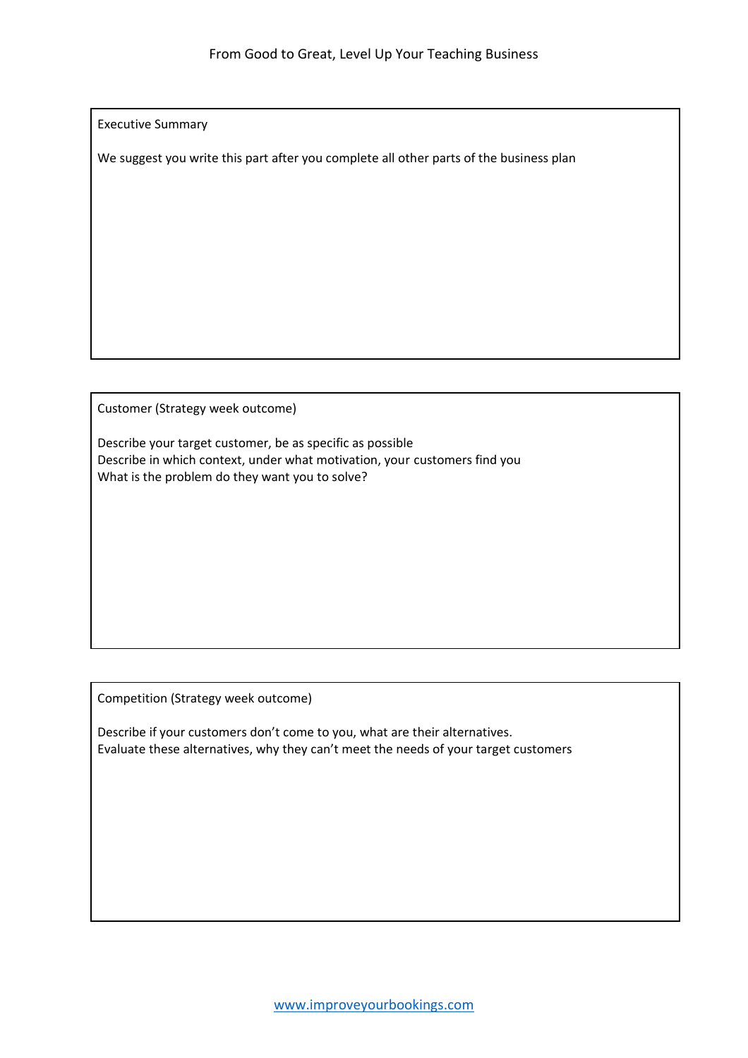## Executive Summary

We suggest you write this part after you complete all other parts of the business plan

## Customer (Strategy week outcome)

Describe your target customer, be as specific as possible
Describe in which context, under what motivation, your customers find you
What is the problem do they want you to solve?

## Competition (Strategy week outcome)

Describe if your customers don't come to you, what are their alternatives.
Evaluate these alternatives, why they can't meet the needs of your target customers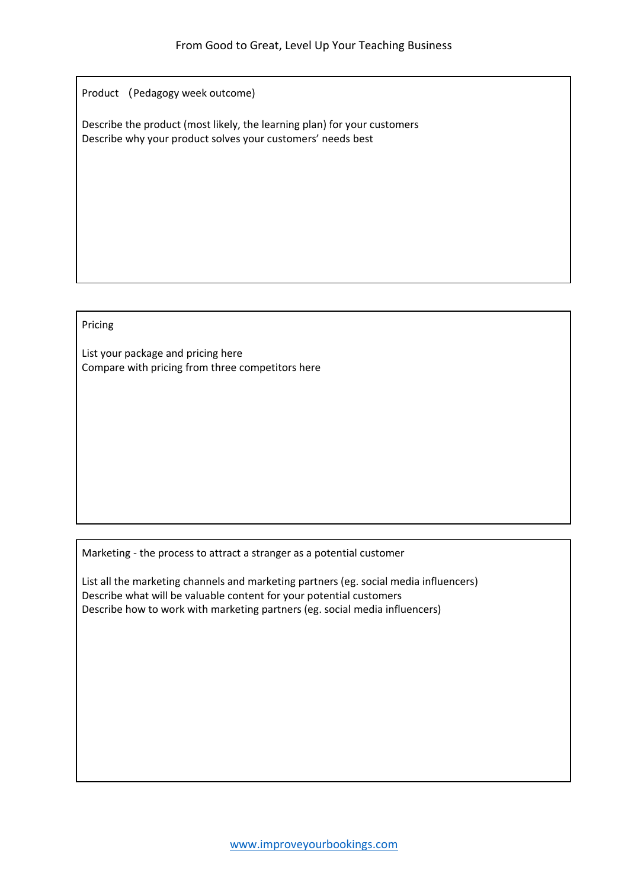Product （Pedagogy week outcome)

Describe the product (most likely, the learning plan) for your customers
Describe why your product solves your customers' needs best

Pricing

List your package and pricing here
Compare with pricing from three competitors here

Marketing - the process to attract a stranger as a potential customer

List all the marketing channels and marketing partners (eg. social media influencers)
Describe what will be valuable content for your potential customers
Describe how to work with marketing partners (eg. social media influencers)

[www.improveyourbookings.com](http://www.improveyourbookings.com)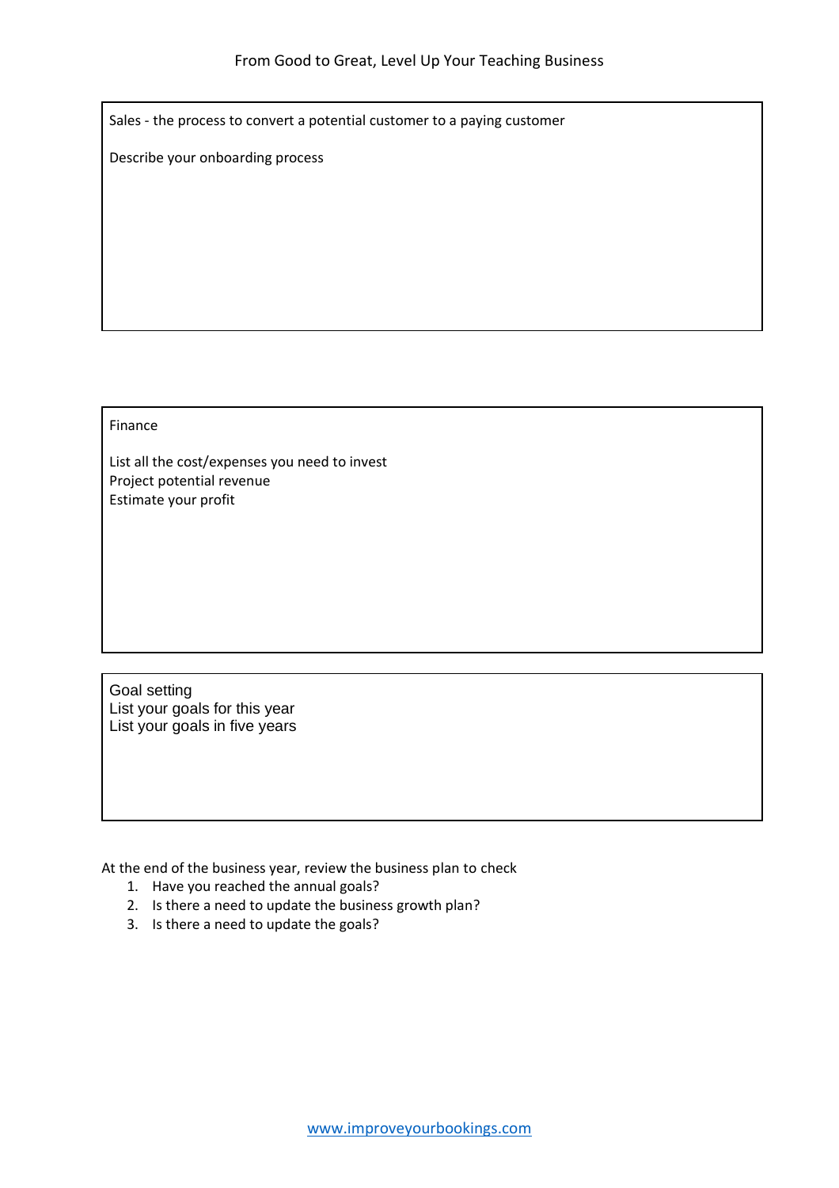Sales - the process to convert a potential customer to a paying customer

Describe your onboarding process

Finance

List all the cost/expenses you need to invest
Project potential revenue
Estimate your profit

Goal setting
List your goals for this year
List your goals in five years

At the end of the business year, review the business plan to check

1. Have you reached the annual goals?
2. Is there a need to update the business growth plan?
3. Is there a need to update the goals?

www.improveyourbookings.com